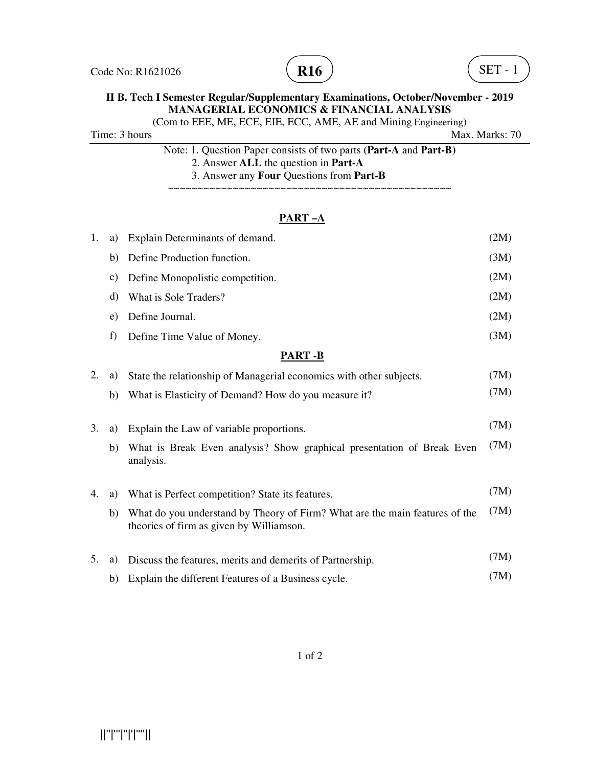Code No: R1621026 **R16** SET - 1

**II B. Tech I Semester Regular/Supplementary Examinations, October/November - 2019**
**MANAGERIAL ECONOMICS & FINANCIAL ANALYSIS**
(Com to EEE, ME, ECE, EIE, ECC, AME, AE and Mining Engineering)

Time: 3 hours Max. Marks: 70

Note: 1. Question Paper consists of two parts (**Part-A** and **Part-B)**
2. Answer **ALL** the question in **Part-A**
3. Answer any **Four** Questions from **Part-B**

~~~~~~~~~~~~~~~~~~~~~~~~~~~~~~~~~~~~~~~~~~~~~~~~~~~~

## PART –A

1. a) Explain Determinants of demand. (2M)
   b) Define Production function. (3M)
   c) Define Monopolistic competition. (2M)
   d) What is Sole Traders? (2M)
   e) Define Journal. (2M)
   f) Define Time Value of Money. (3M)

## PART -B

2. a) State the relationship of Managerial economics with other subjects. (7M)
   b) What is Elasticity of Demand? How do you measure it? (7M)

3. a) Explain the Law of variable proportions. (7M)
   b) What is Break Even analysis? Show graphical presentation of Break Even analysis. (7M)

4. a) What is Perfect competition? State its features. (7M)
   b) What do you understand by Theory of Firm? What are the main features of the theories of firm as given by Williamson. (7M)

5. a) Discuss the features, merits and demerits of Partnership. (7M)
   b) Explain the different Features of a Business cycle. (7M)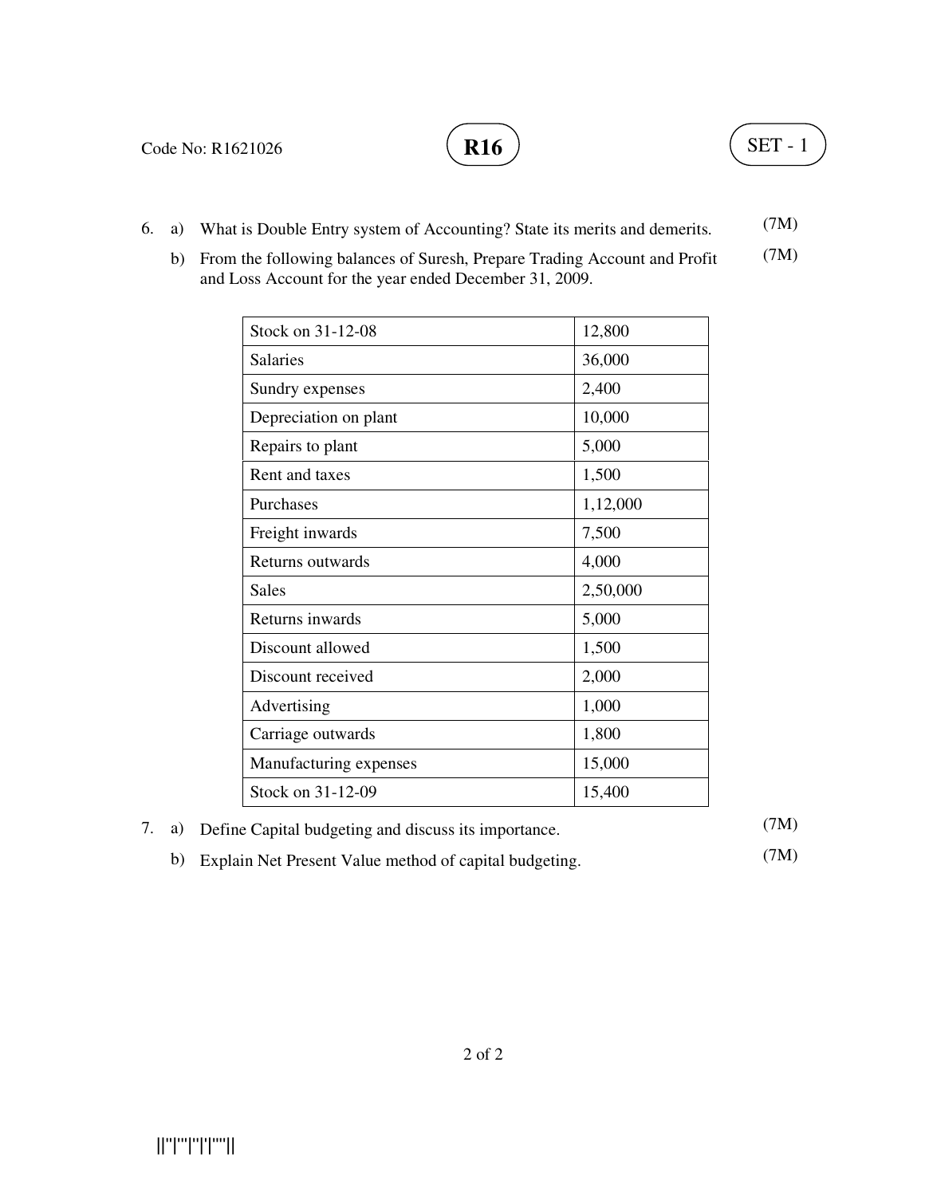6\. a) What is Double Entry system of Accounting? State its merits and demerits. (7M)

b) From the following balances of Suresh, Prepare Trading Account and Profit and Loss Account for the year ended December 31, 2009. (7M)

| | |
|---|---|
| Stock on 31-12-08 | 12,800 |
| Salaries | 36,000 |
| Sundry expenses | 2,400 |
| Depreciation on plant | 10,000 |
| Repairs to plant | 5,000 |
| Rent and taxes | 1,500 |
| Purchases | 1,12,000 |
| Freight inwards | 7,500 |
| Returns outwards | 4,000 |
| Sales | 2,50,000 |
| Returns inwards | 5,000 |
| Discount allowed | 1,500 |
| Discount received | 2,000 |
| Advertising | 1,000 |
| Carriage outwards | 1,800 |
| Manufacturing expenses | 15,000 |
| Stock on 31-12-09 | 15,400 |

7\. a) Define Capital budgeting and discuss its importance. (7M)

b) Explain Net Present Value method of capital budgeting. (7M)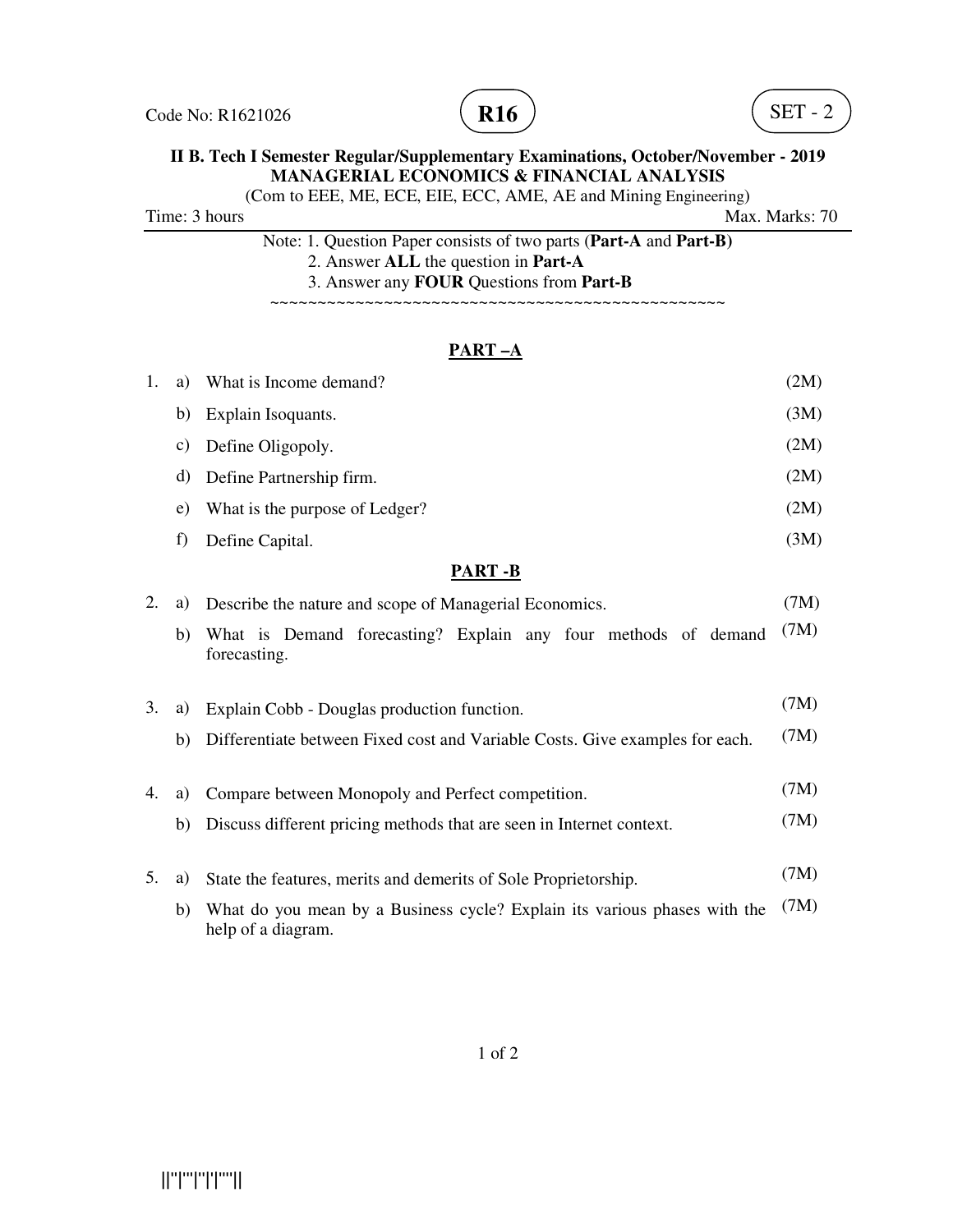Code No: R1621026 **R16** SET - 2

**II B. Tech I Semester Regular/Supplementary Examinations, October/November - 2019**
**MANAGERIAL ECONOMICS & FINANCIAL ANALYSIS**
(Com to EEE, ME, ECE, EIE, ECC, AME, AE and Mining Engineering)

Time: 3 hours Max. Marks: 70

Note: 1. Question Paper consists of two parts (**Part-A** and **Part-B)**
2. Answer **ALL** the question in **Part-A**
3. Answer any **FOUR** Questions from **Part-B**

~~~~~~~~~~~~~~~~~~~~~~~~~~~~~~~~~~~~~~~~~~~~~~~~~~~~

## PART –A

1. a) What is Income demand? (2M)
   b) Explain Isoquants. (3M)
   c) Define Oligopoly. (2M)
   d) Define Partnership firm. (2M)
   e) What is the purpose of Ledger? (2M)
   f) Define Capital. (3M)

## PART -B

2. a) Describe the nature and scope of Managerial Economics. (7M)
   b) What is Demand forecasting? Explain any four methods of demand forecasting. (7M)

3. a) Explain Cobb - Douglas production function. (7M)
   b) Differentiate between Fixed cost and Variable Costs. Give examples for each. (7M)

4. a) Compare between Monopoly and Perfect competition. (7M)
   b) Discuss different pricing methods that are seen in Internet context. (7M)

5. a) State the features, merits and demerits of Sole Proprietorship. (7M)
   b) What do you mean by a Business cycle? Explain its various phases with the help of a diagram. (7M)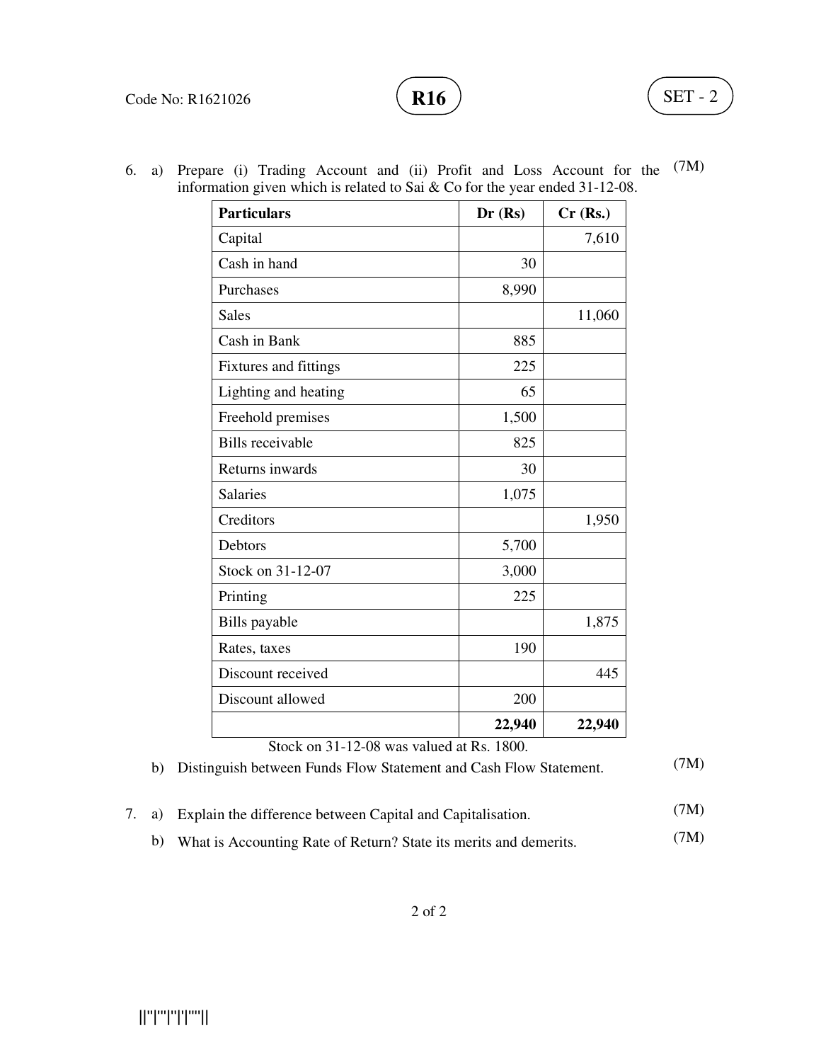Code No: R1621026 **R16** SET - 2

6. a) Prepare (i) Trading Account and (ii) Profit and Loss Account for the information given which is related to Sai & Co for the year ended 31-12-08. (7M)

| Particulars | Dr (Rs) | Cr (Rs.) |
|---|---|---|
| Capital | | 7,610 |
| Cash in hand | 30 | |
| Purchases | 8,990 | |
| Sales | | 11,060 |
| Cash in Bank | 885 | |
| Fixtures and fittings | 225 | |
| Lighting and heating | 65 | |
| Freehold premises | 1,500 | |
| Bills receivable | 825 | |
| Returns inwards | 30 | |
| Salaries | 1,075 | |
| Creditors | | 1,950 |
| Debtors | 5,700 | |
| Stock on 31-12-07 | 3,000 | |
| Printing | 225 | |
| Bills payable | | 1,875 |
| Rates, taxes | 190 | |
| Discount received | | 445 |
| Discount allowed | 200 | |
| | **22,940** | **22,940** |

Stock on 31-12-08 was valued at Rs. 1800.

b) Distinguish between Funds Flow Statement and Cash Flow Statement. (7M)

7. a) Explain the difference between Capital and Capitalisation. (7M)

b) What is Accounting Rate of Return? State its merits and demerits. (7M)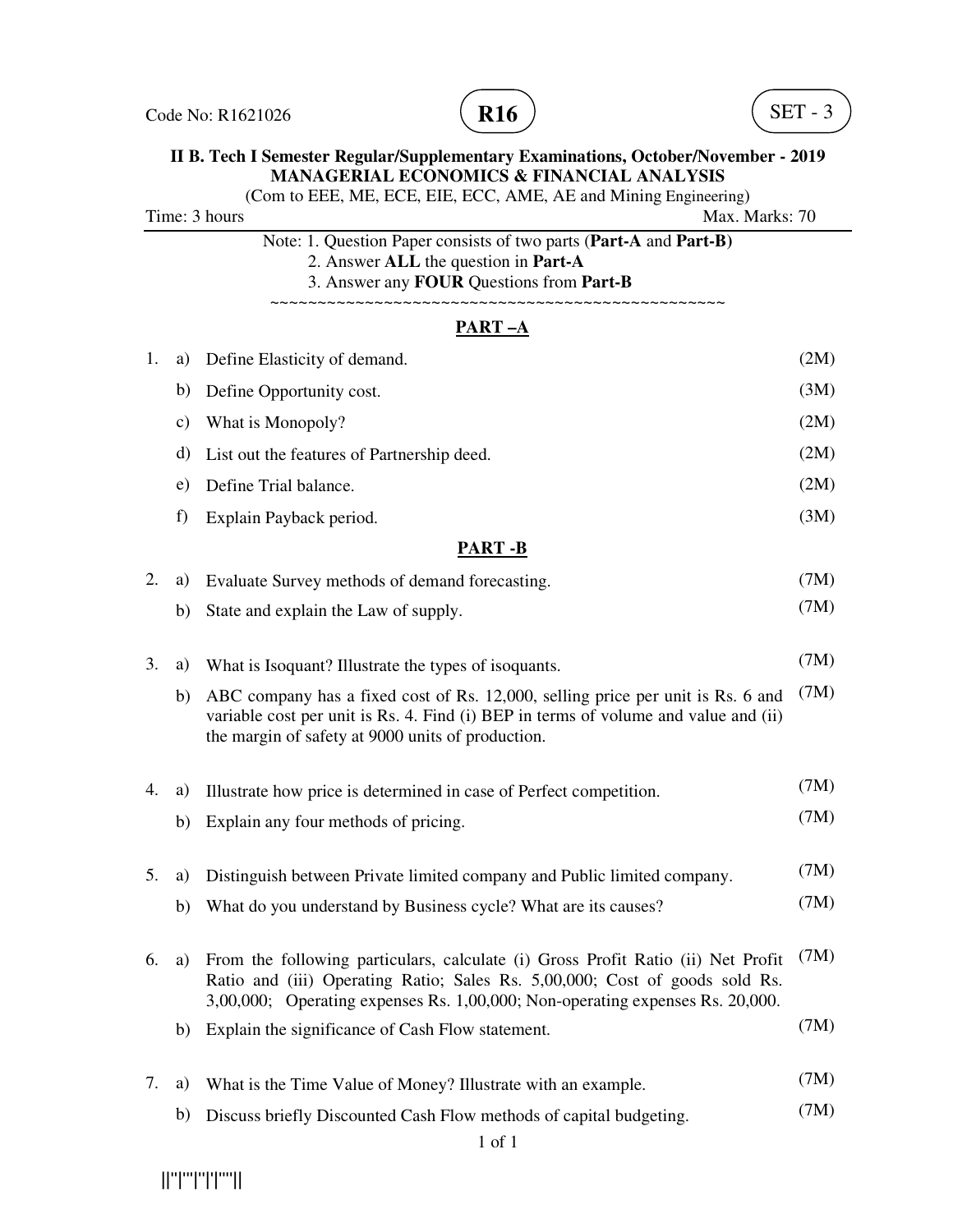Code No: R1621026 **R16** SET - 3

**II B. Tech I Semester Regular/Supplementary Examinations, October/November - 2019**
**MANAGERIAL ECONOMICS & FINANCIAL ANALYSIS**
(Com to EEE, ME, ECE, EIE, ECC, AME, AE and Mining Engineering)

Time: 3 hours Max. Marks: 70

Note: 1. Question Paper consists of two parts (**Part-A** and **Part-B)**
2. Answer **ALL** the question in **Part-A**
3. Answer any **FOUR** Questions from **Part-B**

~~~~~~~~~~~~~~~~~~~~~~~~~~~~~~~~~~~~~~~~~~~~~~~~~~~~

## PART –A

1. a) Define Elasticity of demand. (2M)
   b) Define Opportunity cost. (3M)
   c) What is Monopoly? (2M)
   d) List out the features of Partnership deed. (2M)
   e) Define Trial balance. (2M)
   f) Explain Payback period. (3M)

## PART -B

2. a) Evaluate Survey methods of demand forecasting. (7M)
   b) State and explain the Law of supply. (7M)

3. a) What is Isoquant? Illustrate the types of isoquants. (7M)
   b) ABC company has a fixed cost of Rs. 12,000, selling price per unit is Rs. 6 and variable cost per unit is Rs. 4. Find (i) BEP in terms of volume and value and (ii) the margin of safety at 9000 units of production. (7M)

4. a) Illustrate how price is determined in case of Perfect competition. (7M)
   b) Explain any four methods of pricing. (7M)

5. a) Distinguish between Private limited company and Public limited company. (7M)
   b) What do you understand by Business cycle? What are its causes? (7M)

6. a) From the following particulars, calculate (i) Gross Profit Ratio (ii) Net Profit Ratio and (iii) Operating Ratio; Sales Rs. 5,00,000; Cost of goods sold Rs. 3,00,000; Operating expenses Rs. 1,00,000; Non-operating expenses Rs. 20,000. (7M)
   b) Explain the significance of Cash Flow statement. (7M)

7. a) What is the Time Value of Money? Illustrate with an example. (7M)
   b) Discuss briefly Discounted Cash Flow methods of capital budgeting. (7M)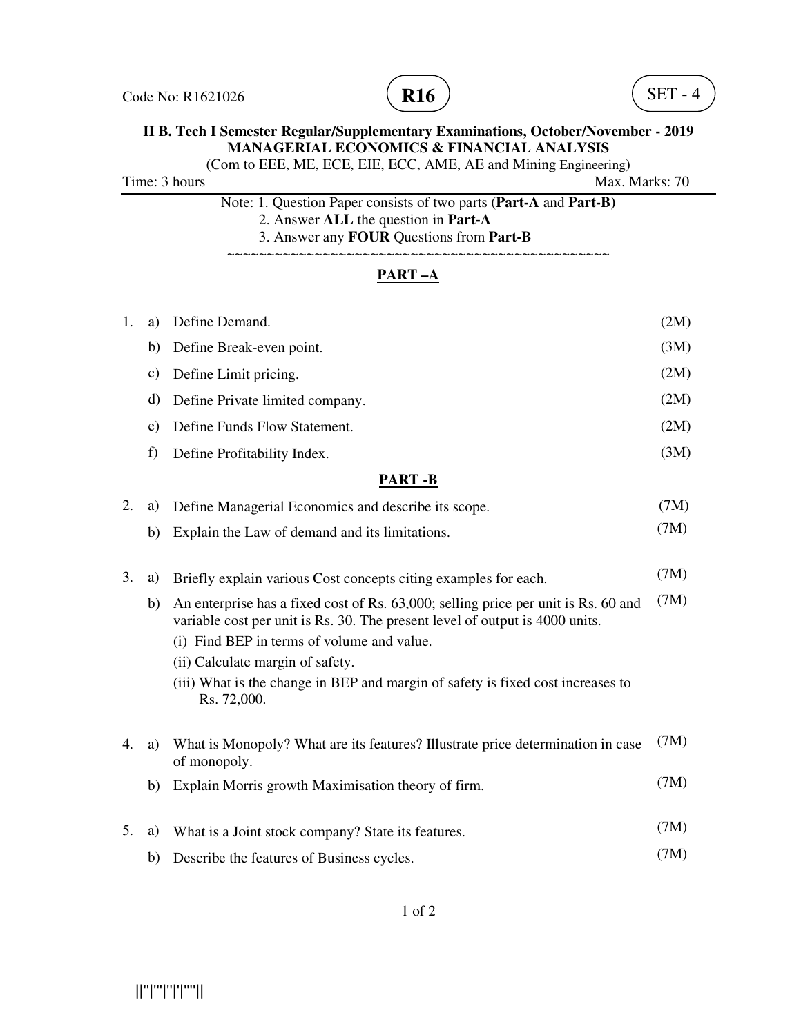Code No: R1621026 **R16** SET - 4

**II B. Tech I Semester Regular/Supplementary Examinations, October/November - 2019**
**MANAGERIAL ECONOMICS & FINANCIAL ANALYSIS**
(Com to EEE, ME, ECE, EIE, ECC, AME, AE and Mining Engineering)

Time: 3 hours Max. Marks: 70

Note: 1. Question Paper consists of two parts (**Part-A** and **Part-B)**
2. Answer **ALL** the question in **Part-A**
3. Answer any **FOUR** Questions from **Part-B**

~~~~~~~~~~~~~~~~~~~~~~~~~~~~~~~~~~~~~~~~~~~~~~~~~~~~

## PART –A

1. a) Define Demand. (2M)
   b) Define Break-even point. (3M)
   c) Define Limit pricing. (2M)
   d) Define Private limited company. (2M)
   e) Define Funds Flow Statement. (2M)
   f) Define Profitability Index. (3M)

## PART -B

2. a) Define Managerial Economics and describe its scope. (7M)
   b) Explain the Law of demand and its limitations. (7M)

3. a) Briefly explain various Cost concepts citing examples for each. (7M)
   b) An enterprise has a fixed cost of Rs. 63,000; selling price per unit is Rs. 60 and variable cost per unit is Rs. 30. The present level of output is 4000 units. (7M)
      (i) Find BEP in terms of volume and value.
      (ii) Calculate margin of safety.
      (iii) What is the change in BEP and margin of safety is fixed cost increases to Rs. 72,000.

4. a) What is Monopoly? What are its features? Illustrate price determination in case of monopoly. (7M)
   b) Explain Morris growth Maximisation theory of firm. (7M)

5. a) What is a Joint stock company? State its features. (7M)
   b) Describe the features of Business cycles. (7M)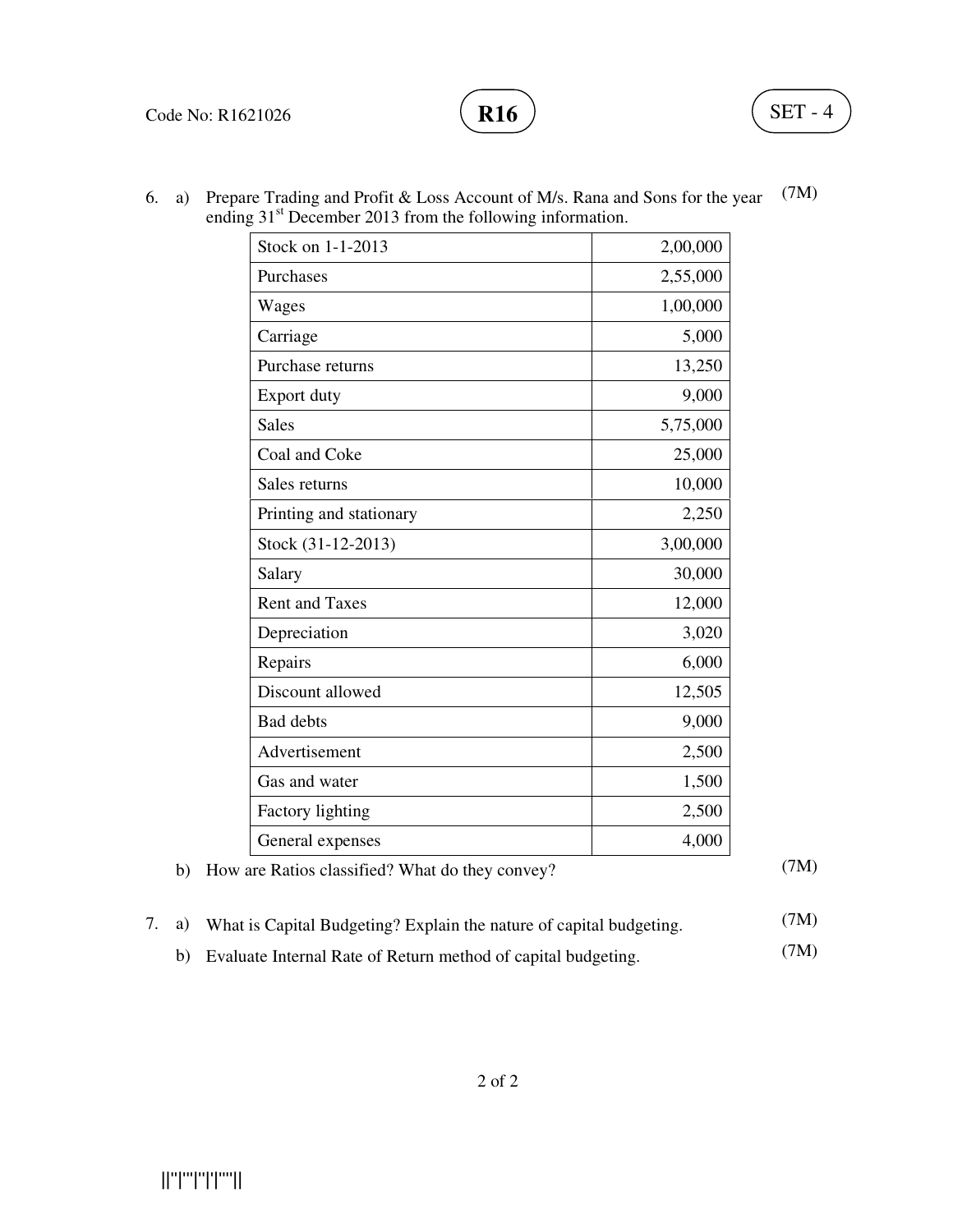6. a) Prepare Trading and Profit & Loss Account of M/s. Rana and Sons for the year ending 31st December 2013 from the following information. (7M)

| | |
|---|---|
| Stock on 1-1-2013 | 2,00,000 |
| Purchases | 2,55,000 |
| Wages | 1,00,000 |
| Carriage | 5,000 |
| Purchase returns | 13,250 |
| Export duty | 9,000 |
| Sales | 5,75,000 |
| Coal and Coke | 25,000 |
| Sales returns | 10,000 |
| Printing and stationary | 2,250 |
| Stock (31-12-2013) | 3,00,000 |
| Salary | 30,000 |
| Rent and Taxes | 12,000 |
| Depreciation | 3,020 |
| Repairs | 6,000 |
| Discount allowed | 12,505 |
| Bad debts | 9,000 |
| Advertisement | 2,500 |
| Gas and water | 1,500 |
| Factory lighting | 2,500 |
| General expenses | 4,000 |

b) How are Ratios classified? What do they convey? (7M)

7. a) What is Capital Budgeting? Explain the nature of capital budgeting. (7M)

b) Evaluate Internal Rate of Return method of capital budgeting. (7M)